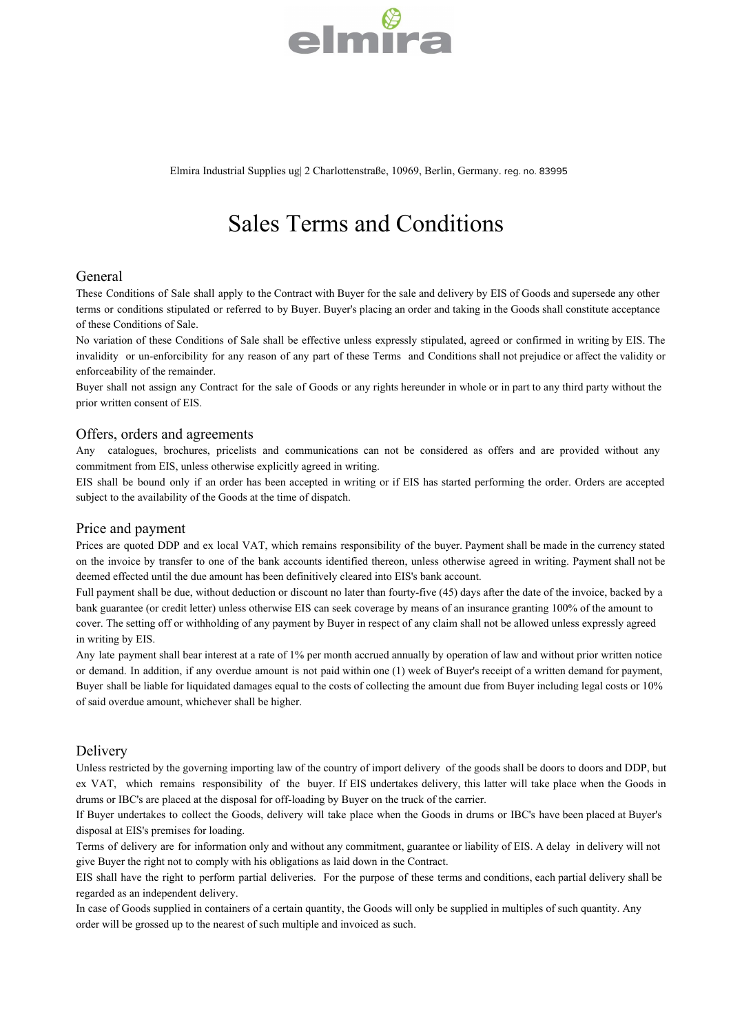elmira

Elmira Industrial Supplies ug| 2 Charlottenstraße, 10969, Berlin, Germany. reg. no. 83995

# Sales Terms and Conditions

## General

These Conditions of Sale shall apply to the Contract with Buyer for the sale and delivery by EIS of Goods and supersede any other terms or conditions stipulated or referred to by Buyer. Buyer's placing an order and taking in the Goods shall constitute acceptance of these Conditions of Sale.

No variation of these Conditions of Sale shall be effective unless expressly stipulated, agreed or confirmed in writing by EIS. The invalidity or un-enforcibility for any reason of any part of these Terms and Conditions shall not prejudice or affect the validity or enforceability of the remainder.

Buyer shall not assign any Contract for the sale of Goods or any rights hereunder in whole or in part to any third party without the prior written consent of EIS.

## Offers, orders and agreements

Any catalogues, brochures, pricelists and communications can not be considered as offers and are provided without any commitment from EIS, unless otherwise explicitly agreed in writing.

EIS shall be bound only if an order has been accepted in writing or if EIS has started performing the order. Orders are accepted subject to the availability of the Goods at the time of dispatch.

## Price and payment

Prices are quoted DDP and ex local VAT, which remains responsibility of the buyer. Payment shall be made in the currency stated on the invoice by transfer to one of the bank accounts identified thereon, unless otherwise agreed in writing. Payment shall not be deemed effected until the due amount has been definitively cleared into EIS's bank account.

Full payment shall be due, without deduction or discount no later than fourty-five (45) days after the date of the invoice, backed by a bank guarantee (or credit letter) unless otherwise EIS can seek coverage by means of an insurance granting 100% of the amount to cover. The setting off or withholding of any payment by Buyer in respect of any claim shall not be allowed unless expressly agreed in writing by EIS.

Any late payment shall bear interest at a rate of 1% per month accrued annually by operation of law and without prior written notice or demand. In addition, if any overdue amount is not paid within one (1) week of Buyer's receipt of a written demand for payment, Buyer shall be liable for liquidated damages equal to the costs of collecting the amount due from Buyer including legal costs or 10% of said overdue amount, whichever shall be higher.

## Delivery

Unless restricted by the governing importing law of the country of import delivery of the goods shall be doors to doors and DDP, but ex VAT, which remains responsibility of the buyer. If EIS undertakes delivery, this latter will take place when the Goods in drums or IBC's are placed at the disposal for off-loading by Buyer on the truck of the carrier.

If Buyer undertakes to collect the Goods, delivery will take place when the Goods in drums or IBC's have been placed at Buyer's disposal at EIS's premises for loading.

Terms of delivery are for information only and without any commitment, guarantee or liability of EIS. A delay in delivery will not give Buyer the right not to comply with his obligations as laid down in the Contract.

EIS shall have the right to perform partial deliveries. For the purpose of these terms and conditions, each partial delivery shall be regarded as an independent delivery.

In case of Goods supplied in containers of a certain quantity, the Goods will only be supplied in multiples of such quantity. Any order will be grossed up to the nearest of such multiple and invoiced as such.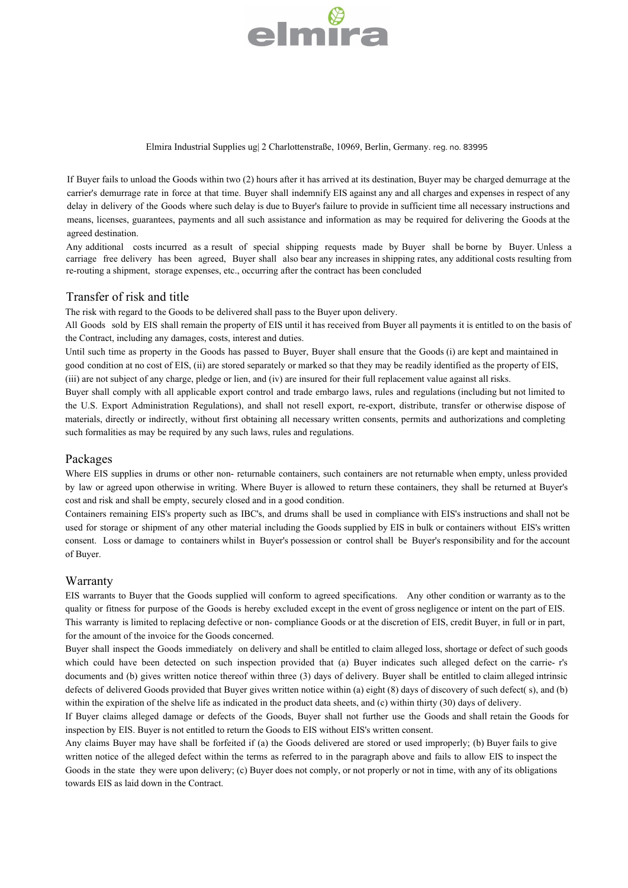elmira

Elmira Industrial Supplies ug| 2 Charlottenstraße, 10969, Berlin, Germany. reg. no. 83995

If Buyer fails to unload the Goods within two (2) hours after it has arrived at its destination, Buyer may be charged demurrage at the carrier's demurrage rate in force at that time. Buyer shall indemnify EIS against any and all charges and expenses in respect of any delay in delivery of the Goods where such delay is due to Buyer's failure to provide in sufficient time all necessary instructions and means, licenses, guarantees, payments and all such assistance and information as may be required for delivering the Goods at the agreed destination.

Any additional costs incurred as a result of special shipping requests made by Buyer shall be borne by Buyer. Unless a carriage free delivery has been agreed, Buyer shall also bear any increases in shipping rates, any additional costs resulting from re-routing a shipment, storage expenses, etc., occurring after the contract has been concluded

## Transfer of risk and title

The risk with regard to the Goods to be delivered shall pass to the Buyer upon delivery.

All Goods sold by EIS shall remain the property of EIS until it has received from Buyer all payments it is entitled to on the basis of the Contract, including any damages, costs, interest and duties.

Until such time as property in the Goods has passed to Buyer, Buyer shall ensure that the Goods (i) are kept and maintained in good condition at no cost of EIS, (ii) are stored separately or marked so that they may be readily identified as the property of EIS, (iii) are not subject of any charge, pledge or lien, and (iv) are insured for their full replacement value against all risks.

Buyer shall comply with all applicable export control and trade embargo laws, rules and regulations (including but not limited to the U.S. Export Administration Regulations), and shall not resell export, re-export, distribute, transfer or otherwise dispose of materials, directly or indirectly, without first obtaining all necessary written consents, permits and authorizations and completing such formalities as may be required by any such laws, rules and regulations.

## Packages

Where EIS supplies in drums or other non- returnable containers, such containers are not returnable when empty, unless provided by law or agreed upon otherwise in writing. Where Buyer is allowed to return these containers, they shall be returned at Buyer's cost and risk and shall be empty, securely closed and in a good condition.

Containers remaining EIS's property such as IBC's, and drums shall be used in compliance with EIS's instructions and shall not be used for storage or shipment of any other material including the Goods supplied by EIS in bulk or containers without EIS's written consent. Loss or damage to containers whilst in Buyer's possession or control shall be Buyer's responsibility and for the account of Buyer.

## Warranty

EIS warrants to Buyer that the Goods supplied will conform to agreed specifications. Any other condition or warranty as to the quality or fitness for purpose of the Goods is hereby excluded except in the event of gross negligence or intent on the part of EIS. This warranty is limited to replacing defective or non- compliance Goods or at the discretion of EIS, credit Buyer, in full or in part, for the amount of the invoice for the Goods concerned.

Buyer shall inspect the Goods immediately on delivery and shall be entitled to claim alleged loss, shortage or defect of such goods which could have been detected on such inspection provided that (a) Buyer indicates such alleged defect on the carrie- r's documents and (b) gives written notice thereof within three (3) days of delivery. Buyer shall be entitled to claim alleged intrinsic defects of delivered Goods provided that Buyer gives written notice within (a) eight (8) days of discovery of such defect( s), and (b) within the expiration of the shelve life as indicated in the product data sheets, and (c) within thirty (30) days of delivery.

If Buyer claims alleged damage or defects of the Goods, Buyer shall not further use the Goods and shall retain the Goods for inspection by EIS. Buyer is not entitled to return the Goods to EIS without EIS's written consent.

Any claims Buyer may have shall be forfeited if (a) the Goods delivered are stored or used improperly; (b) Buyer fails to give written notice of the alleged defect within the terms as referred to in the paragraph above and fails to allow EIS to inspect the Goods in the state they were upon delivery; (c) Buyer does not comply, or not properly or not in time, with any of its obligations towards EIS as laid down in the Contract.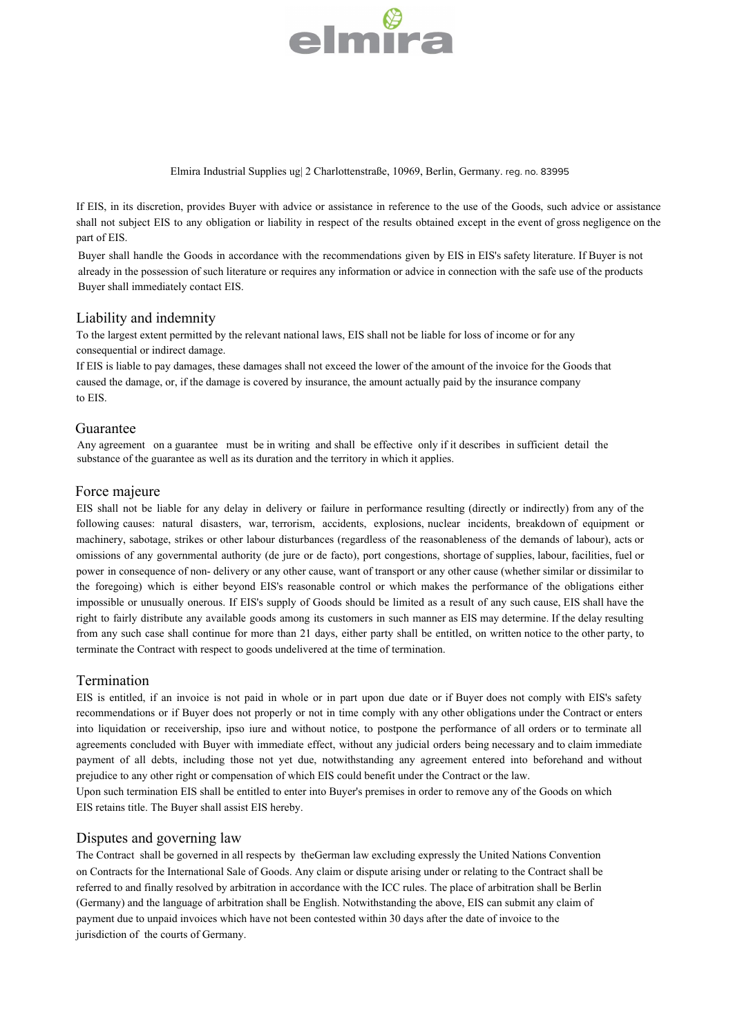Elmira Industrial Supplies ug| 2 Charlottenstraße, 10969, Berlin, Germany. reg. no. 83995

If EIS, in its discretion, provides Buyer with advice or assistance in reference to the use of the Goods, such advice or assistance shall not subject EIS to any obligation or liability in respect of the results obtained except in the event of gross negligence on the part of EIS.

Buyer shall handle the Goods in accordance with the recommendations given by EIS in EIS's safety literature. If Buyer is not already in the possession of such literature or requires any information or advice in connection with the safe use of the products Buyer shall immediately contact EIS.

## Liability and indemnity

To the largest extent permitted by the relevant national laws, EIS shall not be liable for loss of income or for any consequential or indirect damage.

If EIS is liable to pay damages, these damages shall not exceed the lower of the amount of the invoice for the Goods that caused the damage, or, if the damage is covered by insurance, the amount actually paid by the insurance company to EIS.

## Guarantee

Any agreement on a guarantee must be in writing and shall be effective only if it describes in sufficient detail the substance of the guarantee as well as its duration and the territory in which it applies.

## Force majeure

EIS shall not be liable for any delay in delivery or failure in performance resulting (directly or indirectly) from any of the following causes: natural disasters, war, terrorism, accidents, explosions, nuclear incidents, breakdown of equipment or machinery, sabotage, strikes or other labour disturbances (regardless of the reasonableness of the demands of labour), acts or omissions of any governmental authority (de jure or de facto), port congestions, shortage of supplies, labour, facilities, fuel or power in consequence of non- delivery or any other cause, want of transport or any other cause (whether similar or dissimilar to the foregoing) which is either beyond EIS's reasonable control or which makes the performance of the obligations either impossible or unusually onerous. If EIS's supply of Goods should be limited as a result of any such cause, EIS shall have the right to fairly distribute any available goods among its customers in such manner as EIS may determine. If the delay resulting from any such case shall continue for more than 21 days, either party shall be entitled, on written notice to the other party, to terminate the Contract with respect to goods undelivered at the time of termination.

## Termination

EIS is entitled, if an invoice is not paid in whole or in part upon due date or if Buyer does not comply with EIS's safety recommendations or if Buyer does not properly or not in time comply with any other obligations under the Contract or enters into liquidation or receivership, ipso iure and without notice, to postpone the performance of all orders or to terminate all agreements concluded with Buyer with immediate effect, without any judicial orders being necessary and to claim immediate payment of all debts, including those not yet due, notwithstanding any agreement entered into beforehand and without prejudice to any other right or compensation of which EIS could benefit under the Contract or the law.

Upon such termination EIS shall be entitled to enter into Buyer's premises in order to remove any of the Goods on which EIS retains title. The Buyer shall assist EIS hereby.

## Disputes and governing law

The Contract shall be governed in all respects by theGerman law excluding expressly the United Nations Convention on Contracts for the International Sale of Goods. Any claim or dispute arising under or relating to the Contract shall be referred to and finally resolved by arbitration in accordance with the ICC rules. The place of arbitration shall be Berlin (Germany) and the language of arbitration shall be English. Notwithstanding the above, EIS can submit any claim of payment due to unpaid invoices which have not been contested within 30 days after the date of invoice to the jurisdiction of the courts of Germany.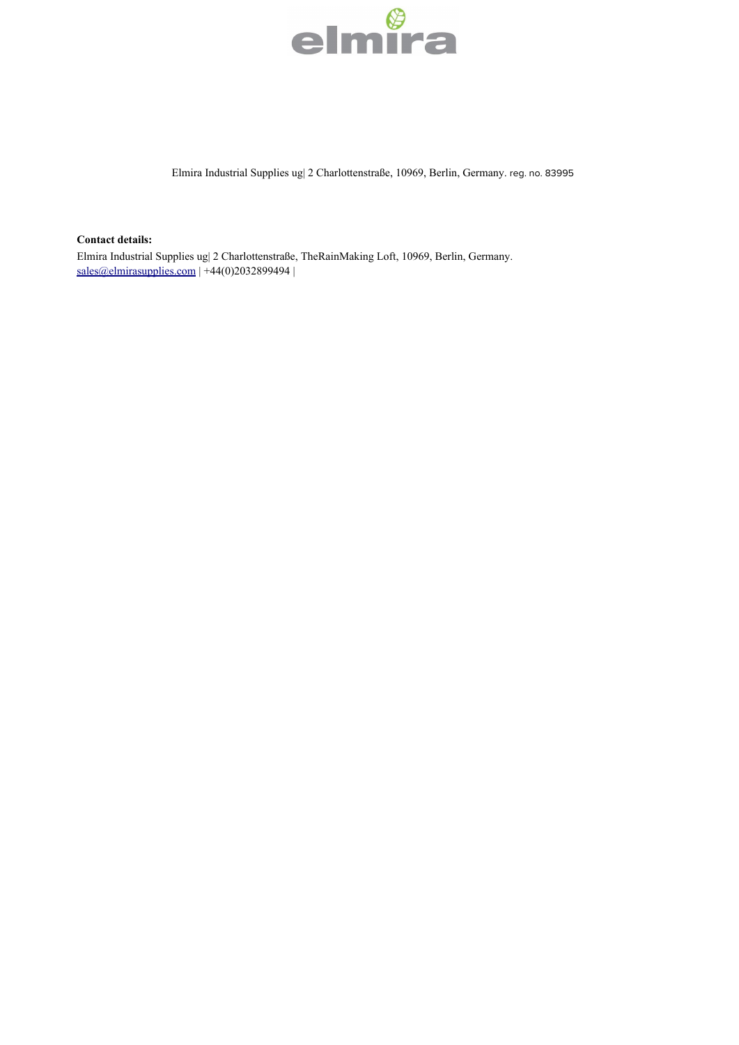elmira

Elmira Industrial Supplies ug| 2 Charlottenstraße, 10969, Berlin, Germany. reg. no. 83995

**Contact details:**

Elmira Industrial Supplies ug| 2 Charlottenstraße, TheRainMaking Loft, 10969, Berlin, Germany.
sales@elmirasupplies.com | +44(0)2032899494 |